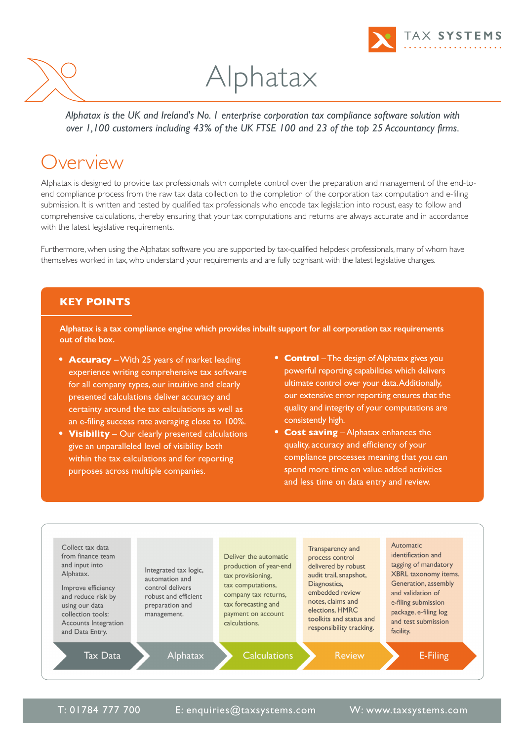TAX SYSTEMS

# Alphatax

*Alphatax is the UK and Ireland's No. 1 enterprise corporation tax compliance software solution with over 1,100 customers including 43% of the UK FTSE 100 and 23 of the top 25 Accountancy firms.*

## Overview

Alphatax is designed to provide tax professionals with complete control over the preparation and management of the end-to-end compliance process from the raw tax data collection to the completion of the corporation tax computation and e-filing submission. It is written and tested by qualified tax professionals who encode tax legislation into robust, easy to follow and comprehensive calculations, thereby ensuring that your tax computations and returns are always accurate and in accordance with the latest legislative requirements.

Furthermore, when using the Alphatax software you are supported by tax-qualified helpdesk professionals, many of whom have themselves worked in tax, who understand your requirements and are fully cognisant with the latest legislative changes.

### KEY POINTS

**Alphatax is a tax compliance engine which provides inbuilt support for all corporation tax requirements out of the box.**

- **Accuracy** – With 25 years of market leading experience writing comprehensive tax software for all company types, our intuitive and clearly presented calculations deliver accuracy and certainty around the tax calculations as well as an e-filing success rate averaging close to 100%.
- **Visibility** – Our clearly presented calculations give an unparalleled level of visibility both within the tax calculations and for reporting purposes across multiple companies.
- **Control** – The design of Alphatax gives you powerful reporting capabilities which delivers ultimate control over your data. Additionally, our extensive error reporting ensures that the quality and integrity of your computations are consistently high.
- **Cost saving** – Alphatax enhances the quality, accuracy and efficiency of your compliance processes meaning that you can spend more time on value added activities and less time on data entry and review.

| Tax Data | Alphatax | Calculations | Review | E-Filing |
|---|---|---|---|---|
| Collect tax data from finance team and input into Alphatax. Improve efficiency and reduce risk by using our data collection tools: Accounts Integration and Data Entry. | Integrated tax logic, automation and control delivers robust and efficient preparation and management. | Deliver the automatic production of year-end tax provisioning, tax computations, company tax returns, tax forecasting and payment on account calculations. | Transparency and process control delivered by robust audit trail, snapshot, Diagnostics, embedded review notes, claims and elections, HMRC toolkits and status and responsibility tracking. | Automatic identification and tagging of mandatory XBRL taxonomy items. Generation, assembly and validation of e-filing submission package, e-filing log and test submission facility. |

T: 01784 777 700 E: enquiries@taxsystems.com W: www.taxsystems.com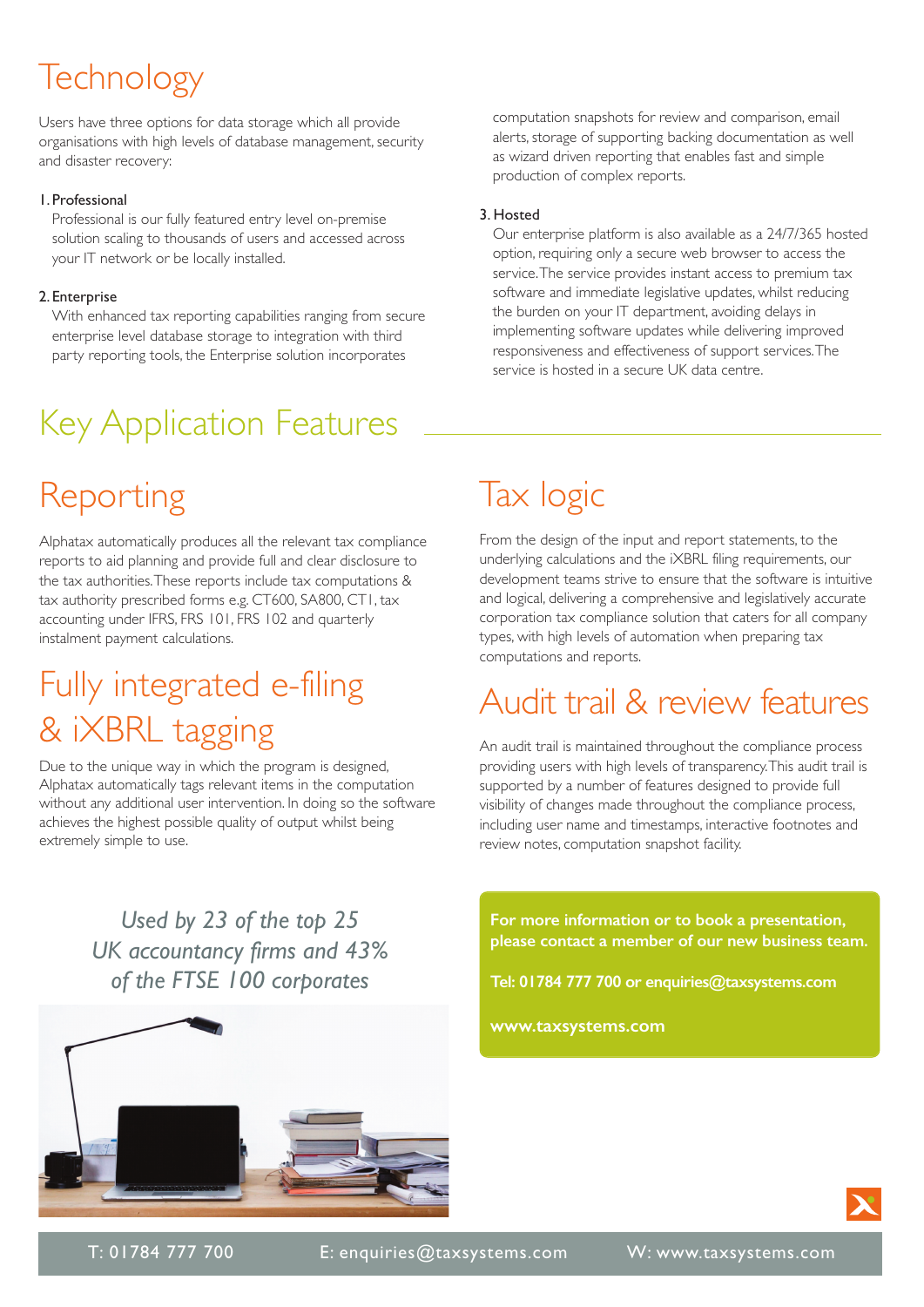# Technology

Users have three options for data storage which all provide organisations with high levels of database management, security and disaster recovery:

1. Professional
   Professional is our fully featured entry level on-premise solution scaling to thousands of users and accessed across your IT network or be locally installed.

2. Enterprise
   With enhanced tax reporting capabilities ranging from secure enterprise level database storage to integration with third party reporting tools, the Enterprise solution incorporates computation snapshots for review and comparison, email alerts, storage of supporting backing documentation as well as wizard driven reporting that enables fast and simple production of complex reports.

3. Hosted
   Our enterprise platform is also available as a 24/7/365 hosted option, requiring only a secure web browser to access the service. The service provides instant access to premium tax software and immediate legislative updates, whilst reducing the burden on your IT department, avoiding delays in implementing software updates while delivering improved responsiveness and effectiveness of support services. The service is hosted in a secure UK data centre.

# Key Application Features

## Reporting

Alphatax automatically produces all the relevant tax compliance reports to aid planning and provide full and clear disclosure to the tax authorities. These reports include tax computations & tax authority prescribed forms e.g. CT600, SA800, CT1, tax accounting under IFRS, FRS 101, FRS 102 and quarterly instalment payment calculations.

## Fully integrated e-filing & iXBRL tagging

Due to the unique way in which the program is designed, Alphatax automatically tags relevant items in the computation without any additional user intervention. In doing so the software achieves the highest possible quality of output whilst being extremely simple to use.

*Used by 23 of the top 25 UK accountancy firms and 43% of the FTSE 100 corporates*

## Tax logic

From the design of the input and report statements, to the underlying calculations and the iXBRL filing requirements, our development teams strive to ensure that the software is intuitive and logical, delivering a comprehensive and legislatively accurate corporation tax compliance solution that caters for all company types, with high levels of automation when preparing tax computations and reports.

## Audit trail & review features

An audit trail is maintained throughout the compliance process providing users with high levels of transparency. This audit trail is supported by a number of features designed to provide full visibility of changes made throughout the compliance process, including user name and timestamps, interactive footnotes and review notes, computation snapshot facility.

**For more information or to book a presentation, please contact a member of our new business team.**

**Tel: 01784 777 700 or enquiries@taxsystems.com**

**www.taxsystems.com**

T: 01784 777 700 E: enquiries@taxsystems.com W: www.taxsystems.com